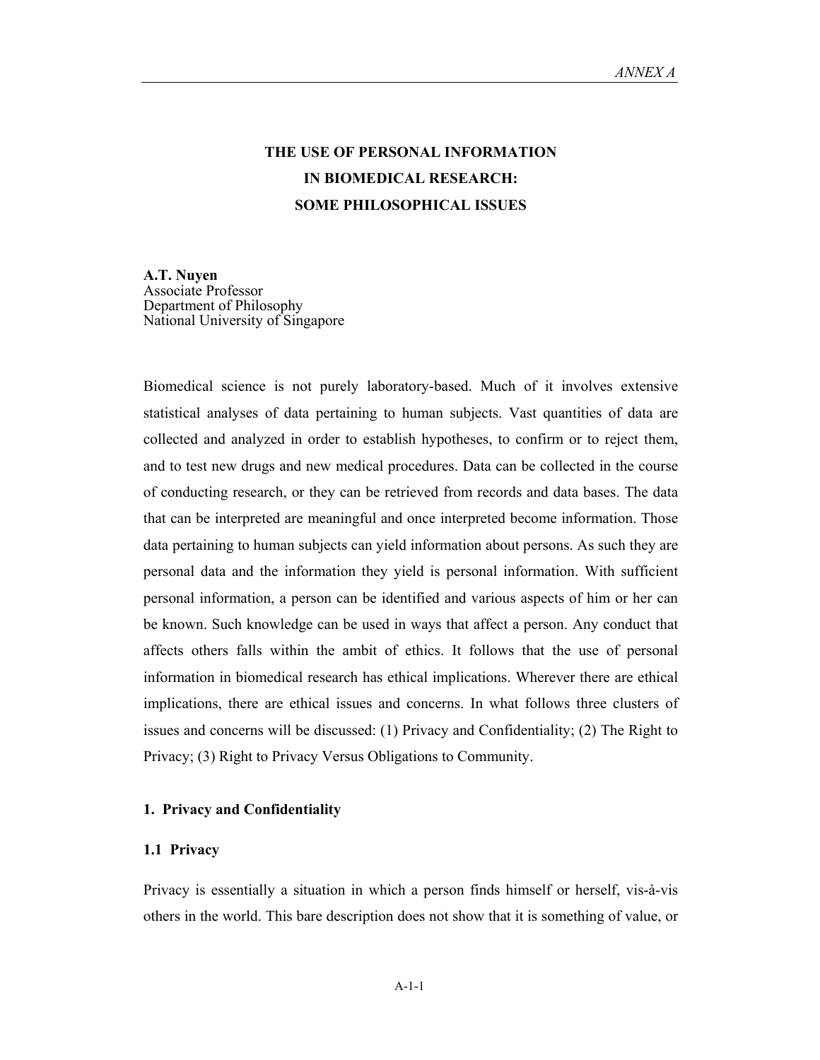# THE USE OF PERSONAL INFORMATION IN BIOMEDICAL RESEARCH: SOME PHILOSOPHICAL ISSUES

**A.T. Nuyen**
Associate Professor
Department of Philosophy
National University of Singapore

Biomedical science is not purely laboratory-based. Much of it involves extensive statistical analyses of data pertaining to human subjects. Vast quantities of data are collected and analyzed in order to establish hypotheses, to confirm or to reject them, and to test new drugs and new medical procedures. Data can be collected in the course of conducting research, or they can be retrieved from records and data bases. The data that can be interpreted are meaningful and once interpreted become information. Those data pertaining to human subjects can yield information about persons. As such they are personal data and the information they yield is personal information. With sufficient personal information, a person can be identified and various aspects of him or her can be known. Such knowledge can be used in ways that affect a person. Any conduct that affects others falls within the ambit of ethics. It follows that the use of personal information in biomedical research has ethical implications. Wherever there are ethical implications, there are ethical issues and concerns. In what follows three clusters of issues and concerns will be discussed: (1) Privacy and Confidentiality; (2) The Right to Privacy; (3) Right to Privacy Versus Obligations to Community.

## 1. Privacy and Confidentiality

### 1.1 Privacy

Privacy is essentially a situation in which a person finds himself or herself, vis-à-vis others in the world. This bare description does not show that it is something of value, or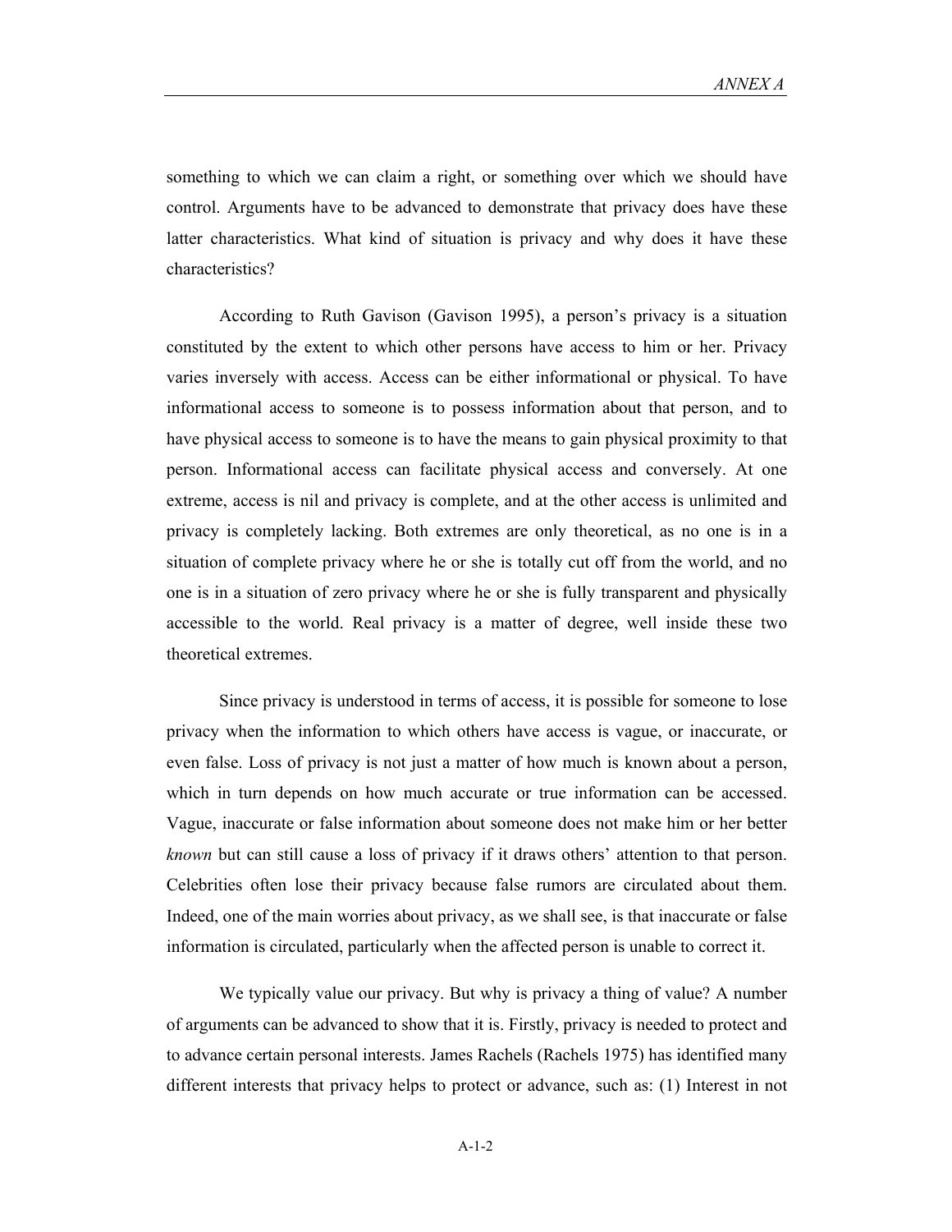something to which we can claim a right, or something over which we should have control. Arguments have to be advanced to demonstrate that privacy does have these latter characteristics. What kind of situation is privacy and why does it have these characteristics?

According to Ruth Gavison (Gavison 1995), a person's privacy is a situation constituted by the extent to which other persons have access to him or her. Privacy varies inversely with access. Access can be either informational or physical. To have informational access to someone is to possess information about that person, and to have physical access to someone is to have the means to gain physical proximity to that person. Informational access can facilitate physical access and conversely. At one extreme, access is nil and privacy is complete, and at the other access is unlimited and privacy is completely lacking. Both extremes are only theoretical, as no one is in a situation of complete privacy where he or she is totally cut off from the world, and no one is in a situation of zero privacy where he or she is fully transparent and physically accessible to the world. Real privacy is a matter of degree, well inside these two theoretical extremes.

Since privacy is understood in terms of access, it is possible for someone to lose privacy when the information to which others have access is vague, or inaccurate, or even false. Loss of privacy is not just a matter of how much is known about a person, which in turn depends on how much accurate or true information can be accessed. Vague, inaccurate or false information about someone does not make him or her better *known* but can still cause a loss of privacy if it draws others' attention to that person. Celebrities often lose their privacy because false rumors are circulated about them. Indeed, one of the main worries about privacy, as we shall see, is that inaccurate or false information is circulated, particularly when the affected person is unable to correct it.

We typically value our privacy. But why is privacy a thing of value? A number of arguments can be advanced to show that it is. Firstly, privacy is needed to protect and to advance certain personal interests. James Rachels (Rachels 1975) has identified many different interests that privacy helps to protect or advance, such as: (1) Interest in not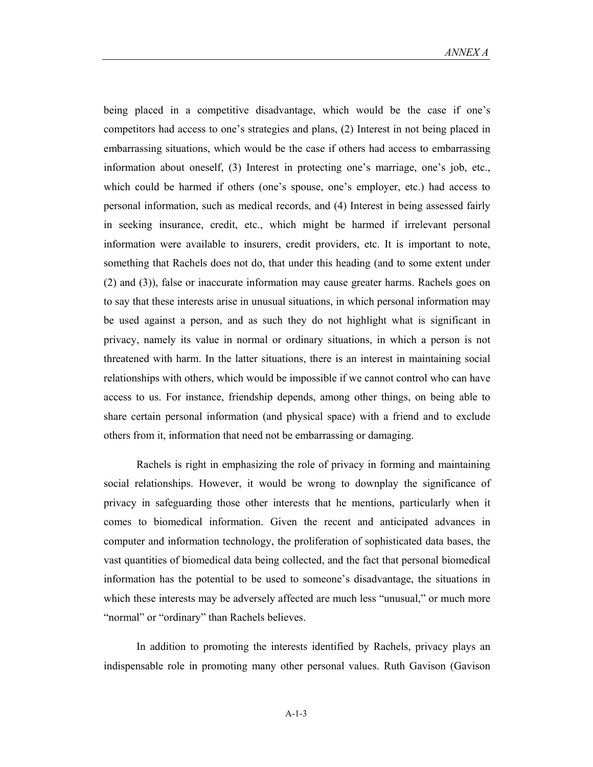being placed in a competitive disadvantage, which would be the case if one's competitors had access to one's strategies and plans, (2) Interest in not being placed in embarrassing situations, which would be the case if others had access to embarrassing information about oneself, (3) Interest in protecting one's marriage, one's job, etc., which could be harmed if others (one's spouse, one's employer, etc.) had access to personal information, such as medical records, and (4) Interest in being assessed fairly in seeking insurance, credit, etc., which might be harmed if irrelevant personal information were available to insurers, credit providers, etc. It is important to note, something that Rachels does not do, that under this heading (and to some extent under (2) and (3)), false or inaccurate information may cause greater harms. Rachels goes on to say that these interests arise in unusual situations, in which personal information may be used against a person, and as such they do not highlight what is significant in privacy, namely its value in normal or ordinary situations, in which a person is not threatened with harm. In the latter situations, there is an interest in maintaining social relationships with others, which would be impossible if we cannot control who can have access to us. For instance, friendship depends, among other things, on being able to share certain personal information (and physical space) with a friend and to exclude others from it, information that need not be embarrassing or damaging.

Rachels is right in emphasizing the role of privacy in forming and maintaining social relationships. However, it would be wrong to downplay the significance of privacy in safeguarding those other interests that he mentions, particularly when it comes to biomedical information. Given the recent and anticipated advances in computer and information technology, the proliferation of sophisticated data bases, the vast quantities of biomedical data being collected, and the fact that personal biomedical information has the potential to be used to someone's disadvantage, the situations in which these interests may be adversely affected are much less "unusual," or much more "normal" or "ordinary" than Rachels believes.

In addition to promoting the interests identified by Rachels, privacy plays an indispensable role in promoting many other personal values. Ruth Gavison (Gavison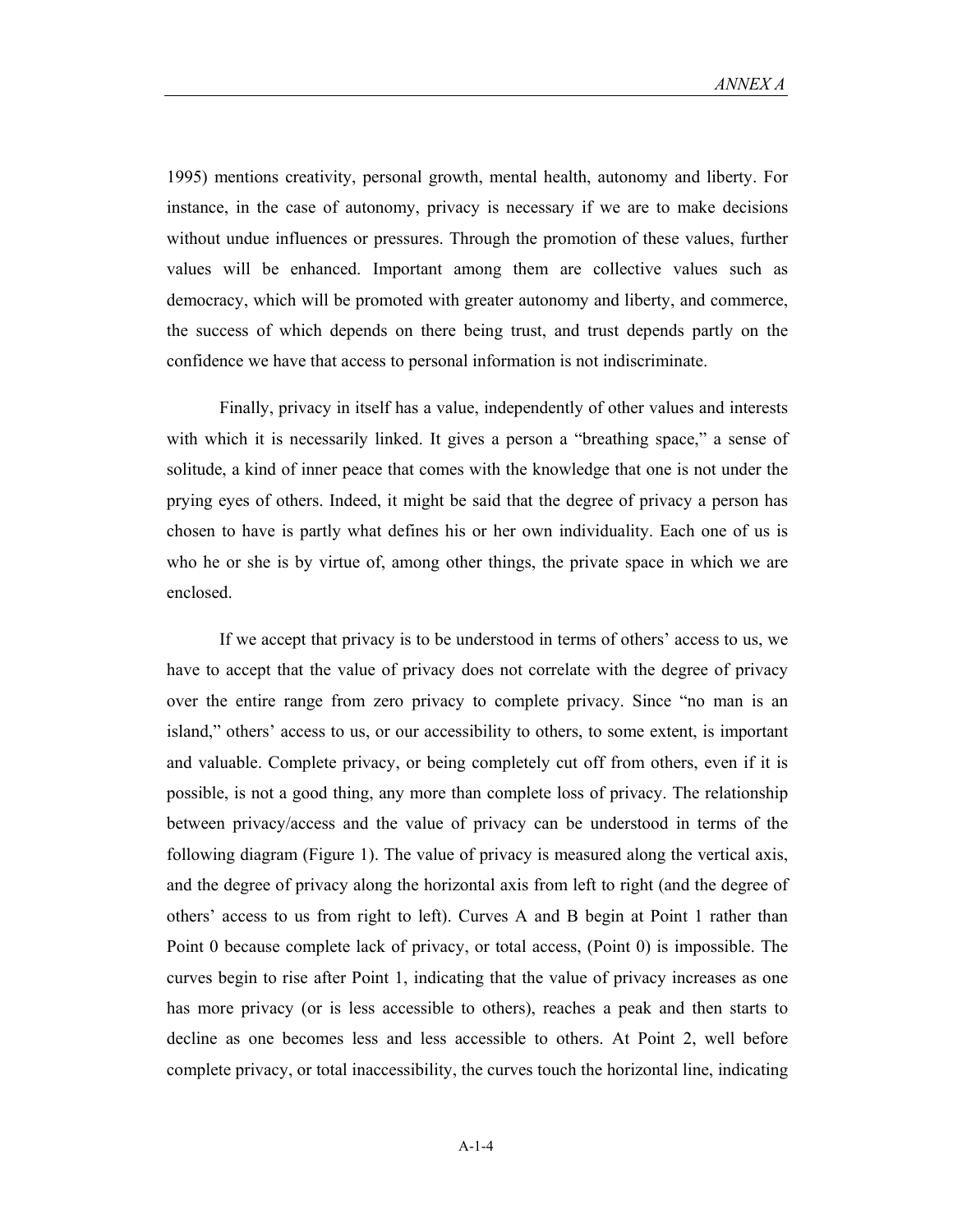1995) mentions creativity, personal growth, mental health, autonomy and liberty. For instance, in the case of autonomy, privacy is necessary if we are to make decisions without undue influences or pressures. Through the promotion of these values, further values will be enhanced. Important among them are collective values such as democracy, which will be promoted with greater autonomy and liberty, and commerce, the success of which depends on there being trust, and trust depends partly on the confidence we have that access to personal information is not indiscriminate.

Finally, privacy in itself has a value, independently of other values and interests with which it is necessarily linked. It gives a person a "breathing space," a sense of solitude, a kind of inner peace that comes with the knowledge that one is not under the prying eyes of others. Indeed, it might be said that the degree of privacy a person has chosen to have is partly what defines his or her own individuality. Each one of us is who he or she is by virtue of, among other things, the private space in which we are enclosed.

If we accept that privacy is to be understood in terms of others' access to us, we have to accept that the value of privacy does not correlate with the degree of privacy over the entire range from zero privacy to complete privacy. Since "no man is an island," others' access to us, or our accessibility to others, to some extent, is important and valuable. Complete privacy, or being completely cut off from others, even if it is possible, is not a good thing, any more than complete loss of privacy. The relationship between privacy/access and the value of privacy can be understood in terms of the following diagram (Figure 1). The value of privacy is measured along the vertical axis, and the degree of privacy along the horizontal axis from left to right (and the degree of others' access to us from right to left). Curves A and B begin at Point 1 rather than Point 0 because complete lack of privacy, or total access, (Point 0) is impossible. The curves begin to rise after Point 1, indicating that the value of privacy increases as one has more privacy (or is less accessible to others), reaches a peak and then starts to decline as one becomes less and less accessible to others. At Point 2, well before complete privacy, or total inaccessibility, the curves touch the horizontal line, indicating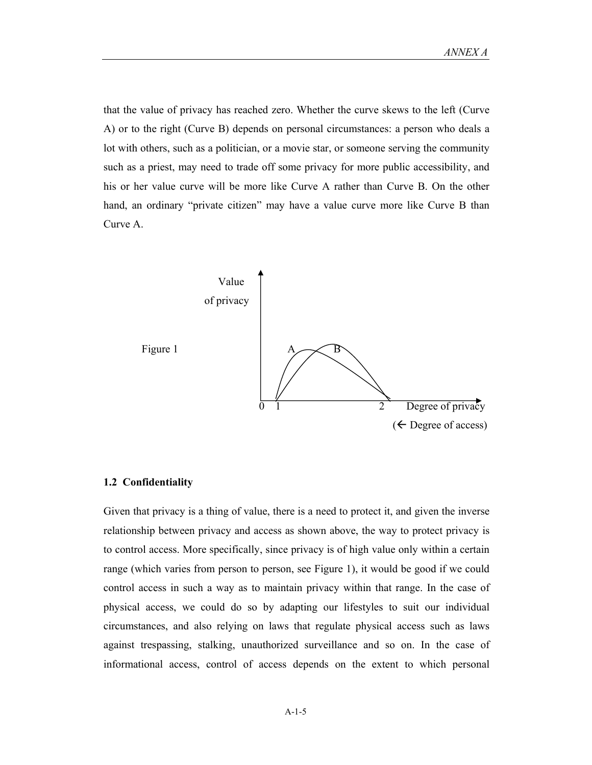that the value of privacy has reached zero. Whether the curve skews to the left (Curve A) or to the right (Curve B) depends on personal circumstances: a person who deals a lot with others, such as a politician, or a movie star, or someone serving the community such as a priest, may need to trade off some privacy for more public accessibility, and his or her value curve will be more like Curve A rather than Curve B. On the other hand, an ordinary "private citizen" may have a value curve more like Curve B than Curve A.

Figure 1

### 1.2 Confidentiality

Given that privacy is a thing of value, there is a need to protect it, and given the inverse relationship between privacy and access as shown above, the way to protect privacy is to control access. More specifically, since privacy is of high value only within a certain range (which varies from person to person, see Figure 1), it would be good if we could control access in such a way as to maintain privacy within that range. In the case of physical access, we could do so by adapting our lifestyles to suit our individual circumstances, and also relying on laws that regulate physical access such as laws against trespassing, stalking, unauthorized surveillance and so on. In the case of informational access, control of access depends on the extent to which personal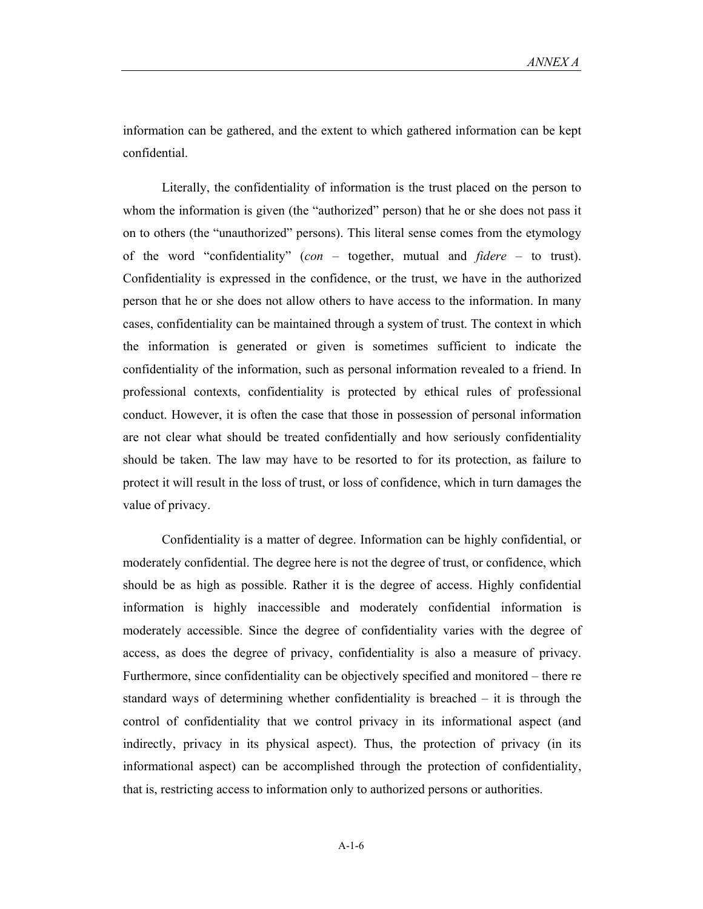information can be gathered, and the extent to which gathered information can be kept confidential.

Literally, the confidentiality of information is the trust placed on the person to whom the information is given (the "authorized" person) that he or she does not pass it on to others (the "unauthorized" persons). This literal sense comes from the etymology of the word "confidentiality" (*con* – together, mutual and *fidere* – to trust). Confidentiality is expressed in the confidence, or the trust, we have in the authorized person that he or she does not allow others to have access to the information. In many cases, confidentiality can be maintained through a system of trust. The context in which the information is generated or given is sometimes sufficient to indicate the confidentiality of the information, such as personal information revealed to a friend. In professional contexts, confidentiality is protected by ethical rules of professional conduct. However, it is often the case that those in possession of personal information are not clear what should be treated confidentially and how seriously confidentiality should be taken. The law may have to be resorted to for its protection, as failure to protect it will result in the loss of trust, or loss of confidence, which in turn damages the value of privacy.

Confidentiality is a matter of degree. Information can be highly confidential, or moderately confidential. The degree here is not the degree of trust, or confidence, which should be as high as possible. Rather it is the degree of access. Highly confidential information is highly inaccessible and moderately confidential information is moderately accessible. Since the degree of confidentiality varies with the degree of access, as does the degree of privacy, confidentiality is also a measure of privacy. Furthermore, since confidentiality can be objectively specified and monitored – there re standard ways of determining whether confidentiality is breached – it is through the control of confidentiality that we control privacy in its informational aspect (and indirectly, privacy in its physical aspect). Thus, the protection of privacy (in its informational aspect) can be accomplished through the protection of confidentiality, that is, restricting access to information only to authorized persons or authorities.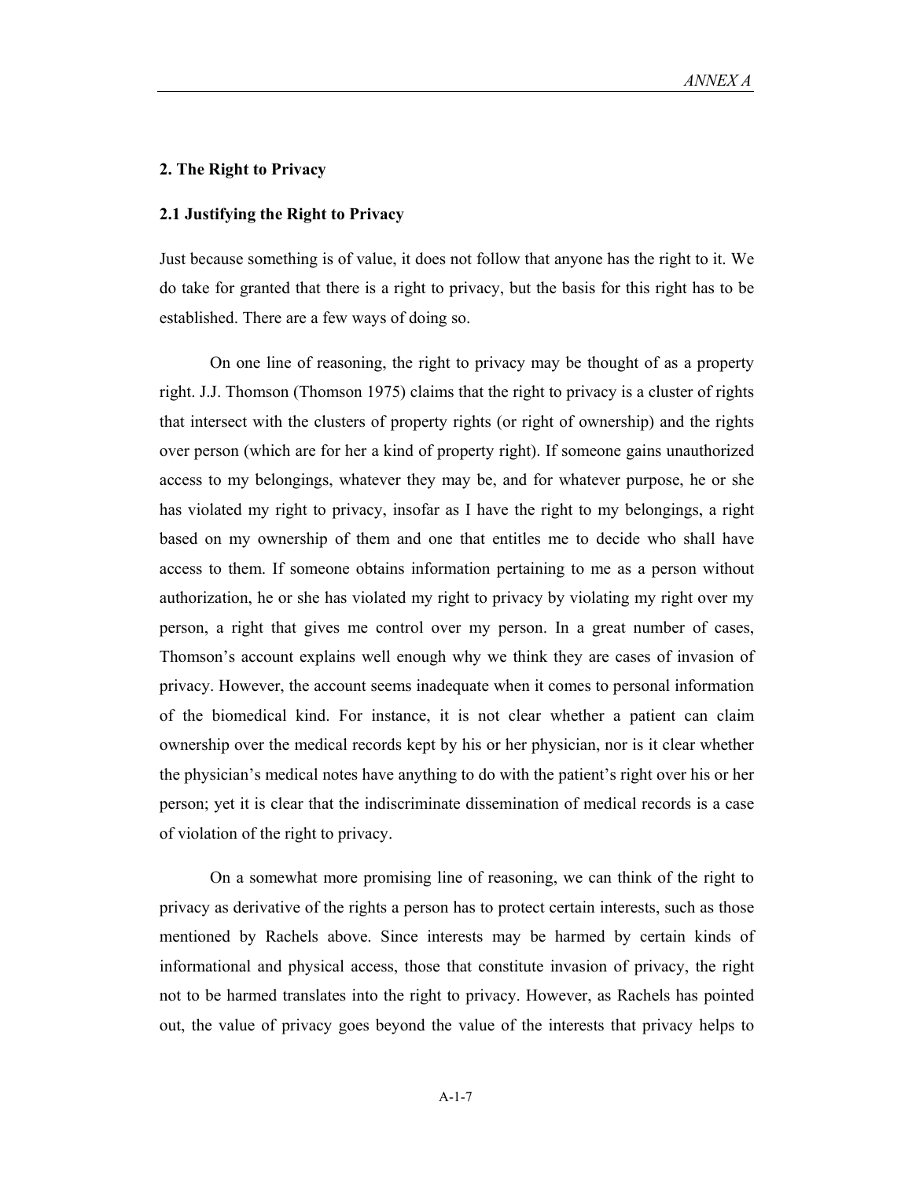## 2. The Right to Privacy

### 2.1 Justifying the Right to Privacy

Just because something is of value, it does not follow that anyone has the right to it. We do take for granted that there is a right to privacy, but the basis for this right has to be established. There are a few ways of doing so.

On one line of reasoning, the right to privacy may be thought of as a property right. J.J. Thomson (Thomson 1975) claims that the right to privacy is a cluster of rights that intersect with the clusters of property rights (or right of ownership) and the rights over person (which are for her a kind of property right). If someone gains unauthorized access to my belongings, whatever they may be, and for whatever purpose, he or she has violated my right to privacy, insofar as I have the right to my belongings, a right based on my ownership of them and one that entitles me to decide who shall have access to them. If someone obtains information pertaining to me as a person without authorization, he or she has violated my right to privacy by violating my right over my person, a right that gives me control over my person. In a great number of cases, Thomson's account explains well enough why we think they are cases of invasion of privacy. However, the account seems inadequate when it comes to personal information of the biomedical kind. For instance, it is not clear whether a patient can claim ownership over the medical records kept by his or her physician, nor is it clear whether the physician's medical notes have anything to do with the patient's right over his or her person; yet it is clear that the indiscriminate dissemination of medical records is a case of violation of the right to privacy.

On a somewhat more promising line of reasoning, we can think of the right to privacy as derivative of the rights a person has to protect certain interests, such as those mentioned by Rachels above. Since interests may be harmed by certain kinds of informational and physical access, those that constitute invasion of privacy, the right not to be harmed translates into the right to privacy. However, as Rachels has pointed out, the value of privacy goes beyond the value of the interests that privacy helps to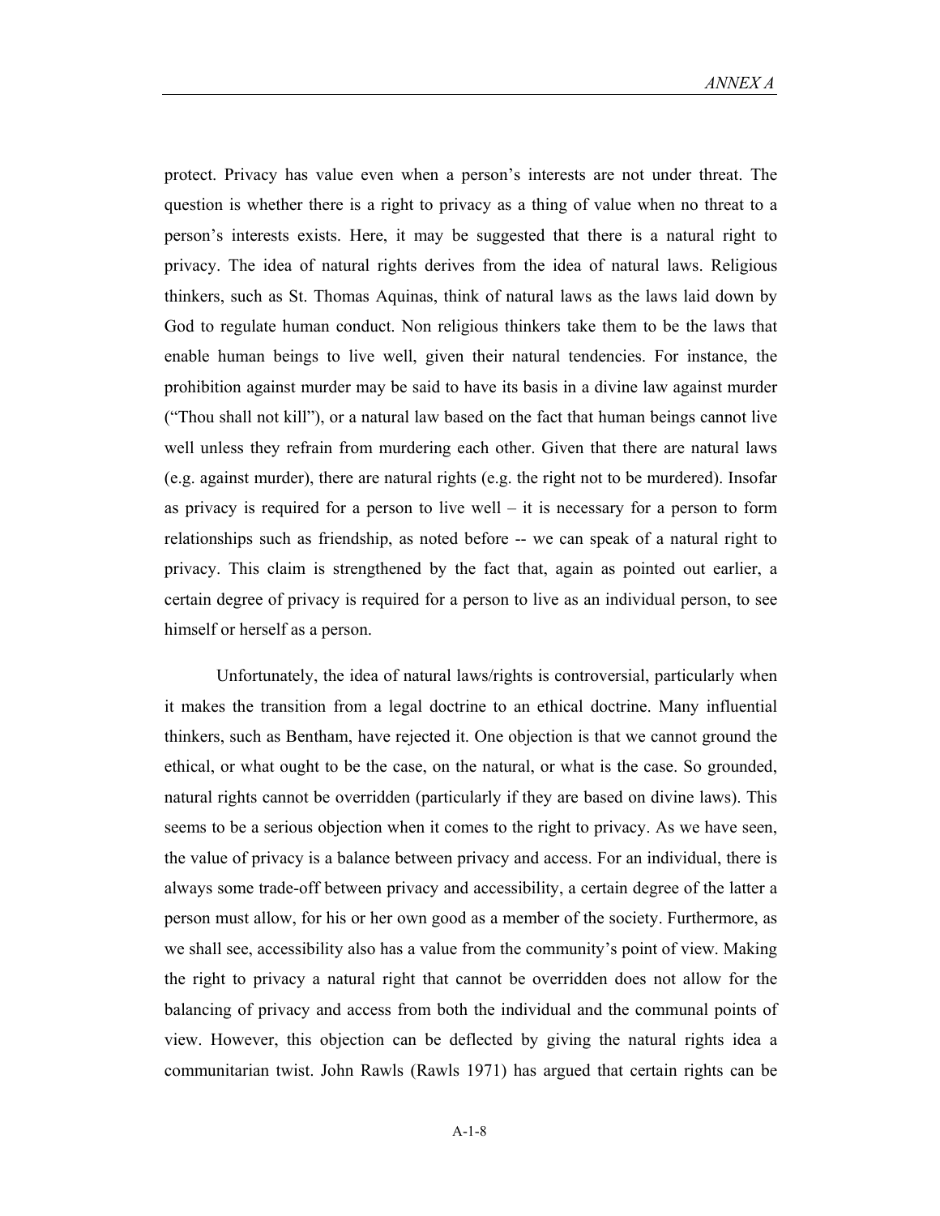protect. Privacy has value even when a person's interests are not under threat. The question is whether there is a right to privacy as a thing of value when no threat to a person's interests exists. Here, it may be suggested that there is a natural right to privacy. The idea of natural rights derives from the idea of natural laws. Religious thinkers, such as St. Thomas Aquinas, think of natural laws as the laws laid down by God to regulate human conduct. Non religious thinkers take them to be the laws that enable human beings to live well, given their natural tendencies. For instance, the prohibition against murder may be said to have its basis in a divine law against murder ("Thou shall not kill"), or a natural law based on the fact that human beings cannot live well unless they refrain from murdering each other. Given that there are natural laws (e.g. against murder), there are natural rights (e.g. the right not to be murdered). Insofar as privacy is required for a person to live well – it is necessary for a person to form relationships such as friendship, as noted before -- we can speak of a natural right to privacy. This claim is strengthened by the fact that, again as pointed out earlier, a certain degree of privacy is required for a person to live as an individual person, to see himself or herself as a person.

Unfortunately, the idea of natural laws/rights is controversial, particularly when it makes the transition from a legal doctrine to an ethical doctrine. Many influential thinkers, such as Bentham, have rejected it. One objection is that we cannot ground the ethical, or what ought to be the case, on the natural, or what is the case. So grounded, natural rights cannot be overridden (particularly if they are based on divine laws). This seems to be a serious objection when it comes to the right to privacy. As we have seen, the value of privacy is a balance between privacy and access. For an individual, there is always some trade-off between privacy and accessibility, a certain degree of the latter a person must allow, for his or her own good as a member of the society. Furthermore, as we shall see, accessibility also has a value from the community's point of view. Making the right to privacy a natural right that cannot be overridden does not allow for the balancing of privacy and access from both the individual and the communal points of view. However, this objection can be deflected by giving the natural rights idea a communitarian twist. John Rawls (Rawls 1971) has argued that certain rights can be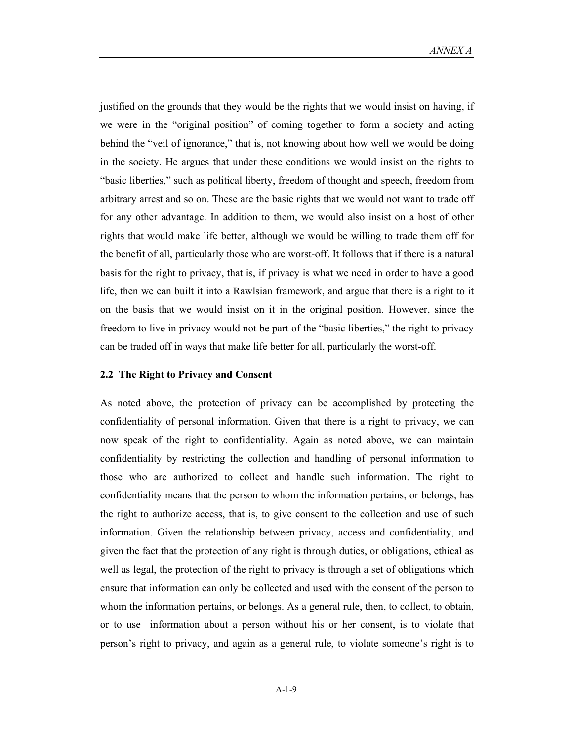justified on the grounds that they would be the rights that we would insist on having, if we were in the "original position" of coming together to form a society and acting behind the "veil of ignorance," that is, not knowing about how well we would be doing in the society. He argues that under these conditions we would insist on the rights to "basic liberties," such as political liberty, freedom of thought and speech, freedom from arbitrary arrest and so on. These are the basic rights that we would not want to trade off for any other advantage. In addition to them, we would also insist on a host of other rights that would make life better, although we would be willing to trade them off for the benefit of all, particularly those who are worst-off. It follows that if there is a natural basis for the right to privacy, that is, if privacy is what we need in order to have a good life, then we can built it into a Rawlsian framework, and argue that there is a right to it on the basis that we would insist on it in the original position. However, since the freedom to live in privacy would not be part of the "basic liberties," the right to privacy can be traded off in ways that make life better for all, particularly the worst-off.

### 2.2 The Right to Privacy and Consent

As noted above, the protection of privacy can be accomplished by protecting the confidentiality of personal information. Given that there is a right to privacy, we can now speak of the right to confidentiality. Again as noted above, we can maintain confidentiality by restricting the collection and handling of personal information to those who are authorized to collect and handle such information. The right to confidentiality means that the person to whom the information pertains, or belongs, has the right to authorize access, that is, to give consent to the collection and use of such information. Given the relationship between privacy, access and confidentiality, and given the fact that the protection of any right is through duties, or obligations, ethical as well as legal, the protection of the right to privacy is through a set of obligations which ensure that information can only be collected and used with the consent of the person to whom the information pertains, or belongs. As a general rule, then, to collect, to obtain, or to use information about a person without his or her consent, is to violate that person's right to privacy, and again as a general rule, to violate someone's right is to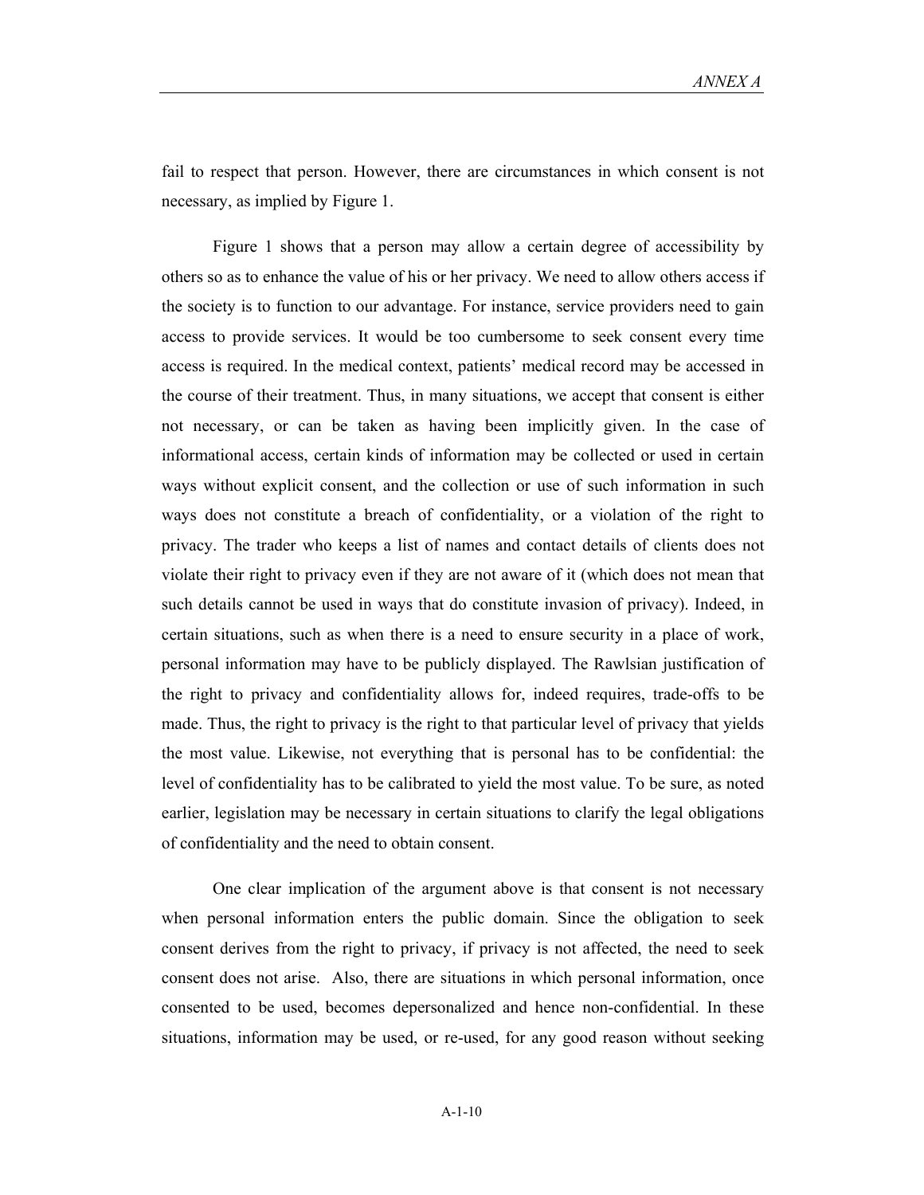fail to respect that person. However, there are circumstances in which consent is not necessary, as implied by Figure 1.

Figure 1 shows that a person may allow a certain degree of accessibility by others so as to enhance the value of his or her privacy. We need to allow others access if the society is to function to our advantage. For instance, service providers need to gain access to provide services. It would be too cumbersome to seek consent every time access is required. In the medical context, patients' medical record may be accessed in the course of their treatment. Thus, in many situations, we accept that consent is either not necessary, or can be taken as having been implicitly given. In the case of informational access, certain kinds of information may be collected or used in certain ways without explicit consent, and the collection or use of such information in such ways does not constitute a breach of confidentiality, or a violation of the right to privacy. The trader who keeps a list of names and contact details of clients does not violate their right to privacy even if they are not aware of it (which does not mean that such details cannot be used in ways that do constitute invasion of privacy). Indeed, in certain situations, such as when there is a need to ensure security in a place of work, personal information may have to be publicly displayed. The Rawlsian justification of the right to privacy and confidentiality allows for, indeed requires, trade-offs to be made. Thus, the right to privacy is the right to that particular level of privacy that yields the most value. Likewise, not everything that is personal has to be confidential: the level of confidentiality has to be calibrated to yield the most value. To be sure, as noted earlier, legislation may be necessary in certain situations to clarify the legal obligations of confidentiality and the need to obtain consent.

One clear implication of the argument above is that consent is not necessary when personal information enters the public domain. Since the obligation to seek consent derives from the right to privacy, if privacy is not affected, the need to seek consent does not arise. Also, there are situations in which personal information, once consented to be used, becomes depersonalized and hence non-confidential. In these situations, information may be used, or re-used, for any good reason without seeking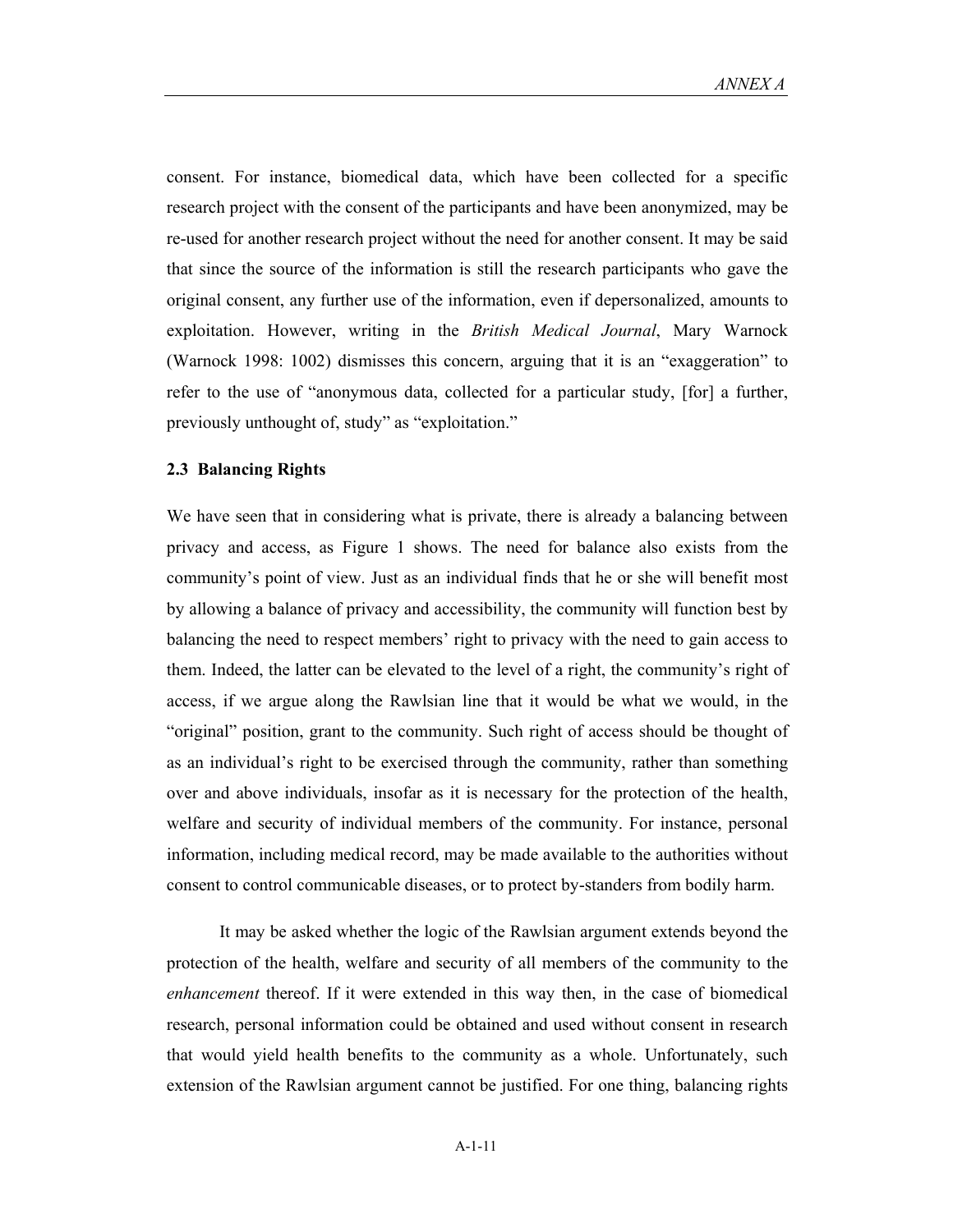consent. For instance, biomedical data, which have been collected for a specific research project with the consent of the participants and have been anonymized, may be re-used for another research project without the need for another consent. It may be said that since the source of the information is still the research participants who gave the original consent, any further use of the information, even if depersonalized, amounts to exploitation. However, writing in the *British Medical Journal*, Mary Warnock (Warnock 1998: 1002) dismisses this concern, arguing that it is an "exaggeration" to refer to the use of "anonymous data, collected for a particular study, [for] a further, previously unthought of, study" as "exploitation."

### 2.3 Balancing Rights

We have seen that in considering what is private, there is already a balancing between privacy and access, as Figure 1 shows. The need for balance also exists from the community's point of view. Just as an individual finds that he or she will benefit most by allowing a balance of privacy and accessibility, the community will function best by balancing the need to respect members' right to privacy with the need to gain access to them. Indeed, the latter can be elevated to the level of a right, the community's right of access, if we argue along the Rawlsian line that it would be what we would, in the "original" position, grant to the community. Such right of access should be thought of as an individual's right to be exercised through the community, rather than something over and above individuals, insofar as it is necessary for the protection of the health, welfare and security of individual members of the community. For instance, personal information, including medical record, may be made available to the authorities without consent to control communicable diseases, or to protect by-standers from bodily harm.

It may be asked whether the logic of the Rawlsian argument extends beyond the protection of the health, welfare and security of all members of the community to the *enhancement* thereof. If it were extended in this way then, in the case of biomedical research, personal information could be obtained and used without consent in research that would yield health benefits to the community as a whole. Unfortunately, such extension of the Rawlsian argument cannot be justified. For one thing, balancing rights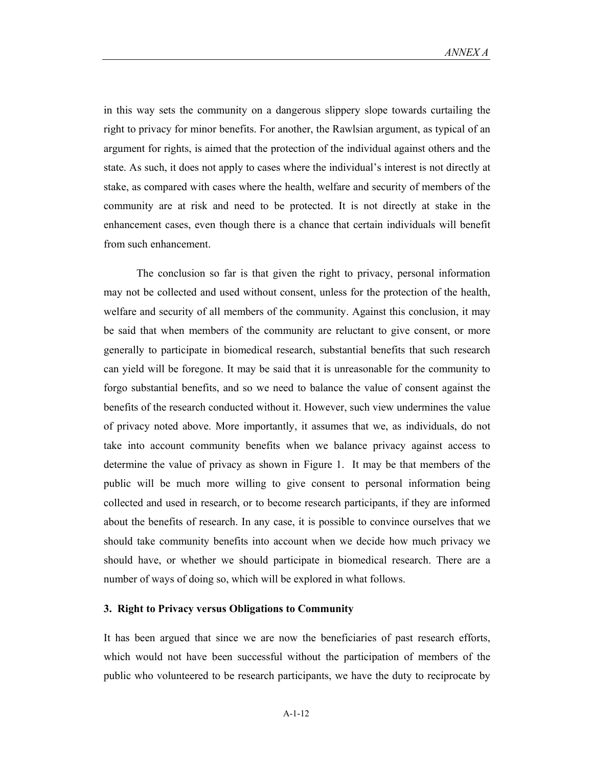in this way sets the community on a dangerous slippery slope towards curtailing the right to privacy for minor benefits. For another, the Rawlsian argument, as typical of an argument for rights, is aimed that the protection of the individual against others and the state. As such, it does not apply to cases where the individual's interest is not directly at stake, as compared with cases where the health, welfare and security of members of the community are at risk and need to be protected. It is not directly at stake in the enhancement cases, even though there is a chance that certain individuals will benefit from such enhancement.

The conclusion so far is that given the right to privacy, personal information may not be collected and used without consent, unless for the protection of the health, welfare and security of all members of the community. Against this conclusion, it may be said that when members of the community are reluctant to give consent, or more generally to participate in biomedical research, substantial benefits that such research can yield will be foregone. It may be said that it is unreasonable for the community to forgo substantial benefits, and so we need to balance the value of consent against the benefits of the research conducted without it. However, such view undermines the value of privacy noted above. More importantly, it assumes that we, as individuals, do not take into account community benefits when we balance privacy against access to determine the value of privacy as shown in Figure 1. It may be that members of the public will be much more willing to give consent to personal information being collected and used in research, or to become research participants, if they are informed about the benefits of research. In any case, it is possible to convince ourselves that we should take community benefits into account when we decide how much privacy we should have, or whether we should participate in biomedical research. There are a number of ways of doing so, which will be explored in what follows.

### 3. Right to Privacy versus Obligations to Community

It has been argued that since we are now the beneficiaries of past research efforts, which would not have been successful without the participation of members of the public who volunteered to be research participants, we have the duty to reciprocate by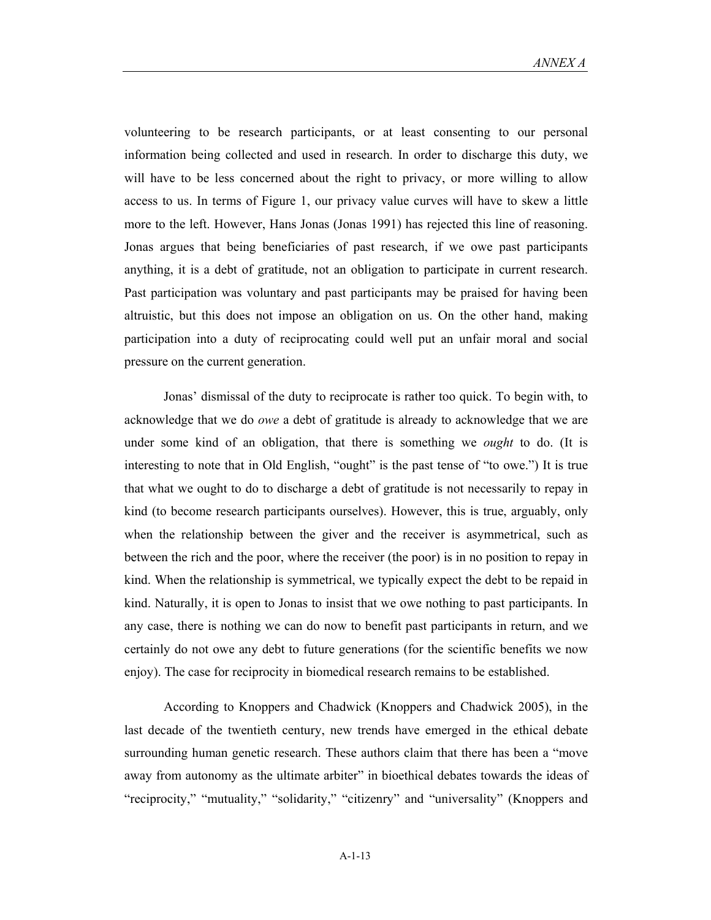volunteering to be research participants, or at least consenting to our personal information being collected and used in research. In order to discharge this duty, we will have to be less concerned about the right to privacy, or more willing to allow access to us. In terms of Figure 1, our privacy value curves will have to skew a little more to the left. However, Hans Jonas (Jonas 1991) has rejected this line of reasoning. Jonas argues that being beneficiaries of past research, if we owe past participants anything, it is a debt of gratitude, not an obligation to participate in current research. Past participation was voluntary and past participants may be praised for having been altruistic, but this does not impose an obligation on us. On the other hand, making participation into a duty of reciprocating could well put an unfair moral and social pressure on the current generation.

Jonas' dismissal of the duty to reciprocate is rather too quick. To begin with, to acknowledge that we do *owe* a debt of gratitude is already to acknowledge that we are under some kind of an obligation, that there is something we *ought* to do. (It is interesting to note that in Old English, "ought" is the past tense of "to owe.") It is true that what we ought to do to discharge a debt of gratitude is not necessarily to repay in kind (to become research participants ourselves). However, this is true, arguably, only when the relationship between the giver and the receiver is asymmetrical, such as between the rich and the poor, where the receiver (the poor) is in no position to repay in kind. When the relationship is symmetrical, we typically expect the debt to be repaid in kind. Naturally, it is open to Jonas to insist that we owe nothing to past participants. In any case, there is nothing we can do now to benefit past participants in return, and we certainly do not owe any debt to future generations (for the scientific benefits we now enjoy). The case for reciprocity in biomedical research remains to be established.

According to Knoppers and Chadwick (Knoppers and Chadwick 2005), in the last decade of the twentieth century, new trends have emerged in the ethical debate surrounding human genetic research. These authors claim that there has been a "move away from autonomy as the ultimate arbiter" in bioethical debates towards the ideas of "reciprocity," "mutuality," "solidarity," "citizenry" and "universality" (Knoppers and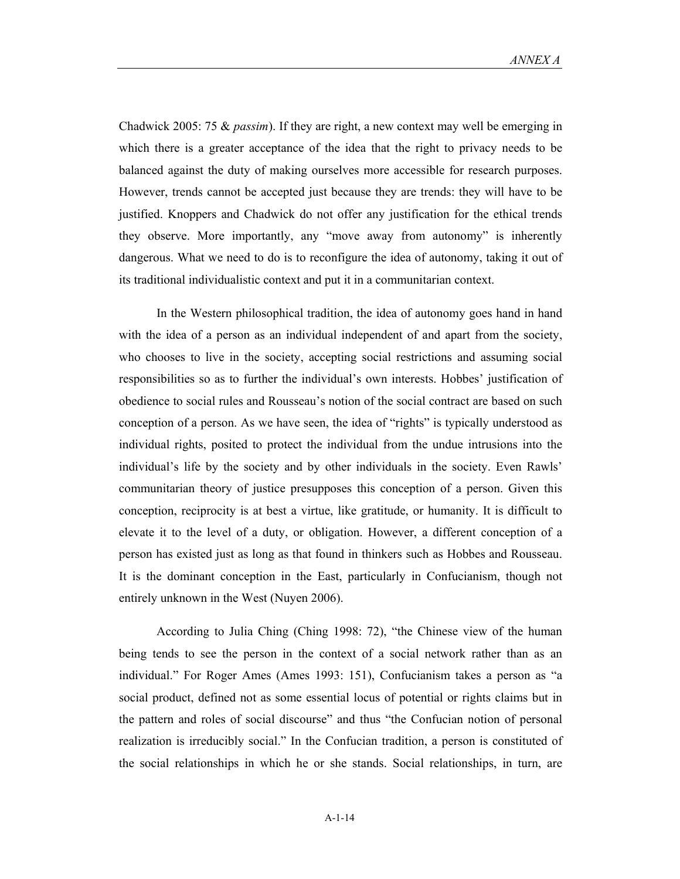Chadwick 2005: 75 & *passim*). If they are right, a new context may well be emerging in which there is a greater acceptance of the idea that the right to privacy needs to be balanced against the duty of making ourselves more accessible for research purposes. However, trends cannot be accepted just because they are trends: they will have to be justified. Knoppers and Chadwick do not offer any justification for the ethical trends they observe. More importantly, any "move away from autonomy" is inherently dangerous. What we need to do is to reconfigure the idea of autonomy, taking it out of its traditional individualistic context and put it in a communitarian context.

In the Western philosophical tradition, the idea of autonomy goes hand in hand with the idea of a person as an individual independent of and apart from the society, who chooses to live in the society, accepting social restrictions and assuming social responsibilities so as to further the individual's own interests. Hobbes' justification of obedience to social rules and Rousseau's notion of the social contract are based on such conception of a person. As we have seen, the idea of "rights" is typically understood as individual rights, posited to protect the individual from the undue intrusions into the individual's life by the society and by other individuals in the society. Even Rawls' communitarian theory of justice presupposes this conception of a person. Given this conception, reciprocity is at best a virtue, like gratitude, or humanity. It is difficult to elevate it to the level of a duty, or obligation. However, a different conception of a person has existed just as long as that found in thinkers such as Hobbes and Rousseau. It is the dominant conception in the East, particularly in Confucianism, though not entirely unknown in the West (Nuyen 2006).

According to Julia Ching (Ching 1998: 72), "the Chinese view of the human being tends to see the person in the context of a social network rather than as an individual." For Roger Ames (Ames 1993: 151), Confucianism takes a person as "a social product, defined not as some essential locus of potential or rights claims but in the pattern and roles of social discourse" and thus "the Confucian notion of personal realization is irreducibly social." In the Confucian tradition, a person is constituted of the social relationships in which he or she stands. Social relationships, in turn, are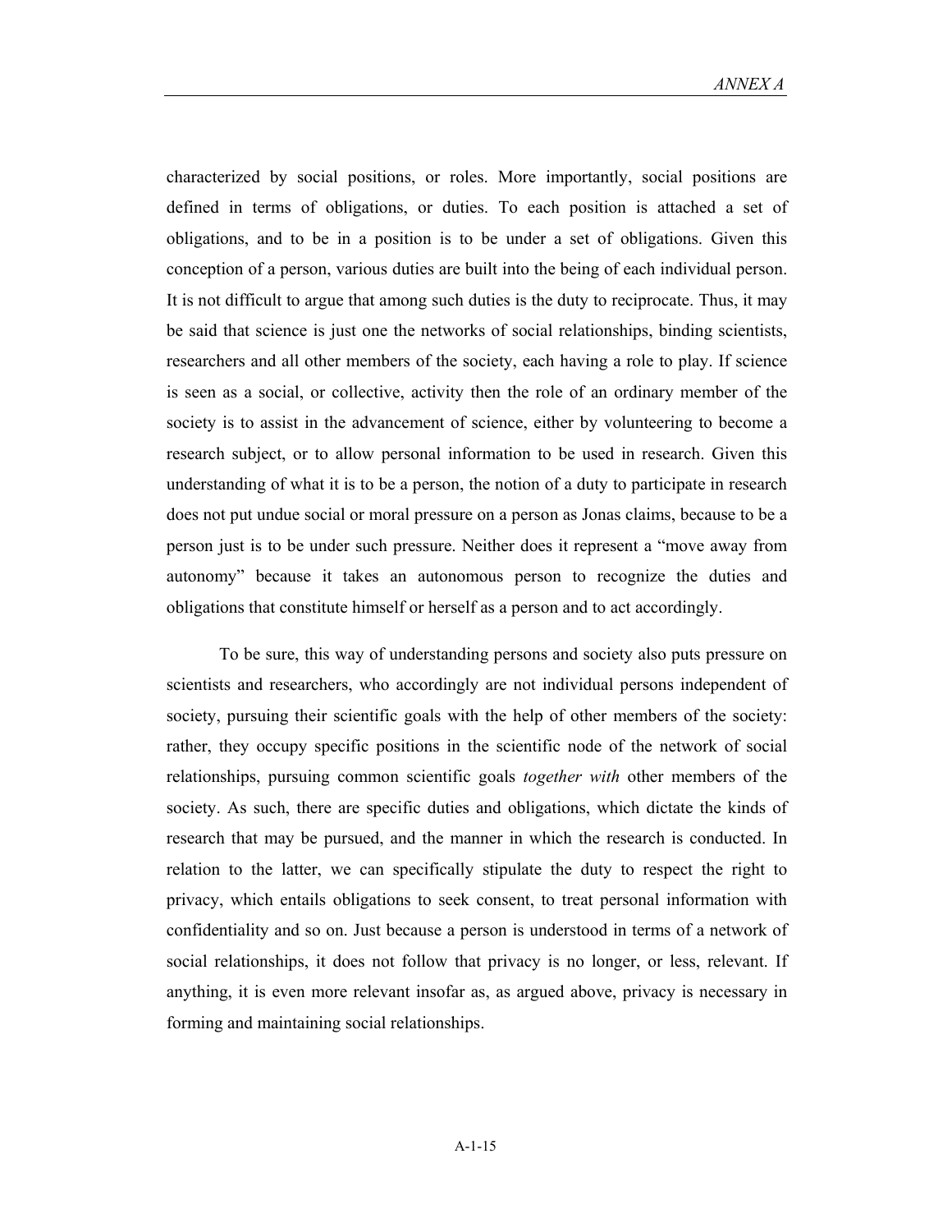characterized by social positions, or roles. More importantly, social positions are defined in terms of obligations, or duties. To each position is attached a set of obligations, and to be in a position is to be under a set of obligations. Given this conception of a person, various duties are built into the being of each individual person. It is not difficult to argue that among such duties is the duty to reciprocate. Thus, it may be said that science is just one the networks of social relationships, binding scientists, researchers and all other members of the society, each having a role to play. If science is seen as a social, or collective, activity then the role of an ordinary member of the society is to assist in the advancement of science, either by volunteering to become a research subject, or to allow personal information to be used in research. Given this understanding of what it is to be a person, the notion of a duty to participate in research does not put undue social or moral pressure on a person as Jonas claims, because to be a person just is to be under such pressure. Neither does it represent a "move away from autonomy" because it takes an autonomous person to recognize the duties and obligations that constitute himself or herself as a person and to act accordingly.

To be sure, this way of understanding persons and society also puts pressure on scientists and researchers, who accordingly are not individual persons independent of society, pursuing their scientific goals with the help of other members of the society: rather, they occupy specific positions in the scientific node of the network of social relationships, pursuing common scientific goals *together with* other members of the society. As such, there are specific duties and obligations, which dictate the kinds of research that may be pursued, and the manner in which the research is conducted. In relation to the latter, we can specifically stipulate the duty to respect the right to privacy, which entails obligations to seek consent, to treat personal information with confidentiality and so on. Just because a person is understood in terms of a network of social relationships, it does not follow that privacy is no longer, or less, relevant. If anything, it is even more relevant insofar as, as argued above, privacy is necessary in forming and maintaining social relationships.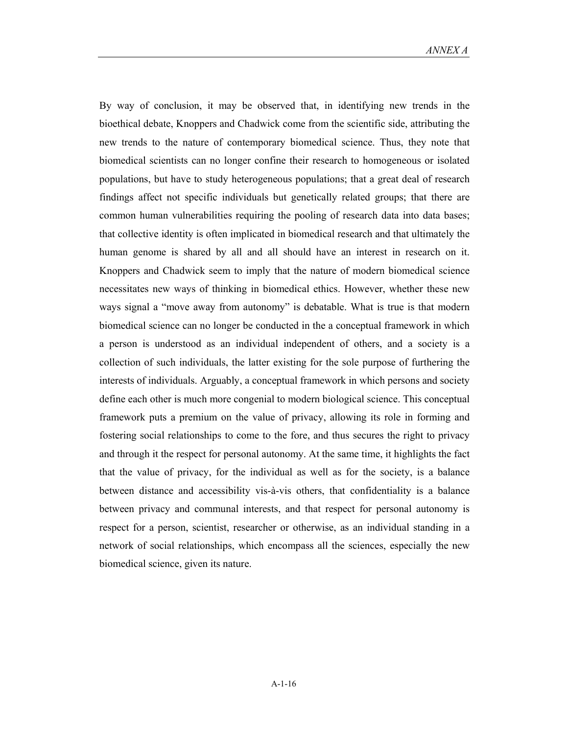By way of conclusion, it may be observed that, in identifying new trends in the bioethical debate, Knoppers and Chadwick come from the scientific side, attributing the new trends to the nature of contemporary biomedical science. Thus, they note that biomedical scientists can no longer confine their research to homogeneous or isolated populations, but have to study heterogeneous populations; that a great deal of research findings affect not specific individuals but genetically related groups; that there are common human vulnerabilities requiring the pooling of research data into data bases; that collective identity is often implicated in biomedical research and that ultimately the human genome is shared by all and all should have an interest in research on it. Knoppers and Chadwick seem to imply that the nature of modern biomedical science necessitates new ways of thinking in biomedical ethics. However, whether these new ways signal a "move away from autonomy" is debatable. What is true is that modern biomedical science can no longer be conducted in the a conceptual framework in which a person is understood as an individual independent of others, and a society is a collection of such individuals, the latter existing for the sole purpose of furthering the interests of individuals. Arguably, a conceptual framework in which persons and society define each other is much more congenial to modern biological science. This conceptual framework puts a premium on the value of privacy, allowing its role in forming and fostering social relationships to come to the fore, and thus secures the right to privacy and through it the respect for personal autonomy. At the same time, it highlights the fact that the value of privacy, for the individual as well as for the society, is a balance between distance and accessibility vis-à-vis others, that confidentiality is a balance between privacy and communal interests, and that respect for personal autonomy is respect for a person, scientist, researcher or otherwise, as an individual standing in a network of social relationships, which encompass all the sciences, especially the new biomedical science, given its nature.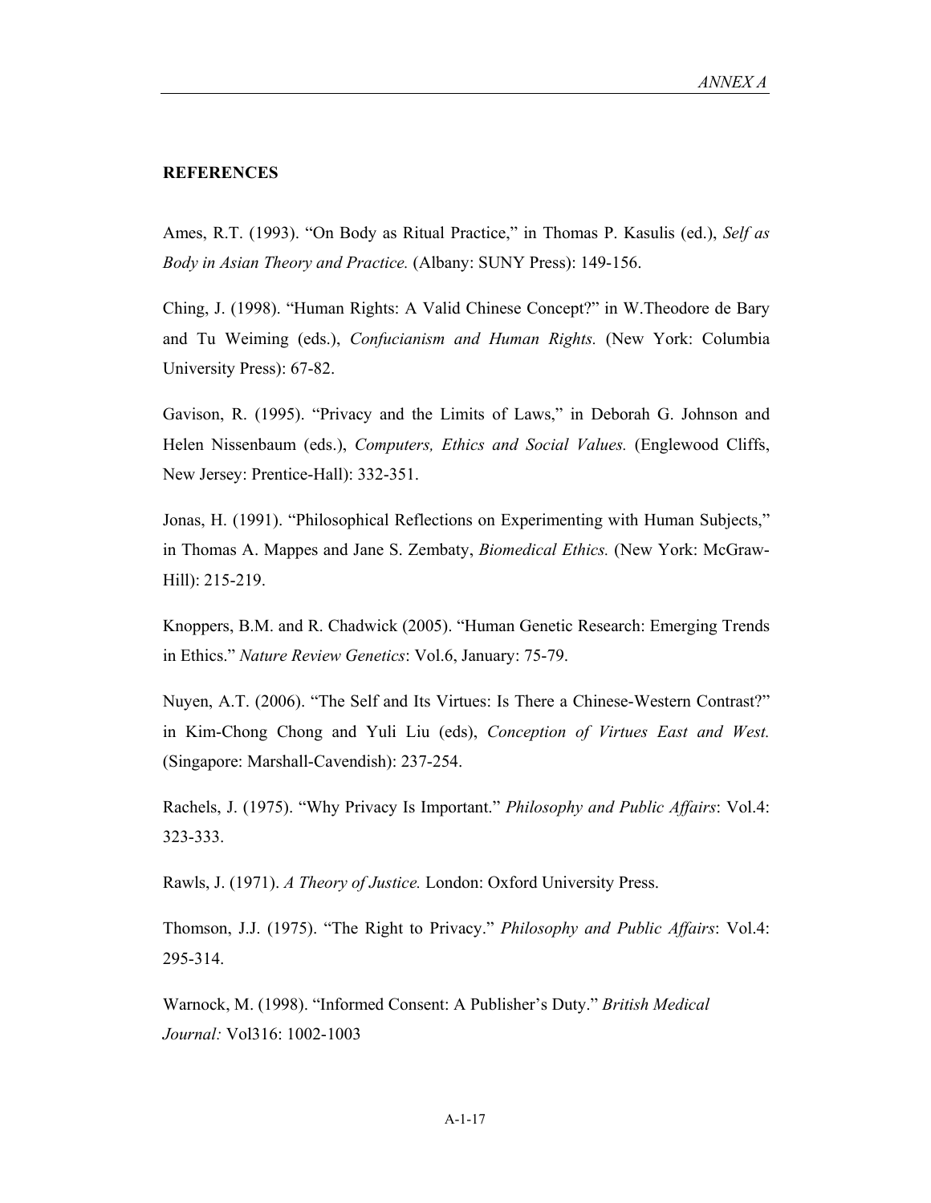## REFERENCES

Ames, R.T. (1993). "On Body as Ritual Practice," in Thomas P. Kasulis (ed.), *Self as Body in Asian Theory and Practice.* (Albany: SUNY Press): 149-156.

Ching, J. (1998). "Human Rights: A Valid Chinese Concept?" in W.Theodore de Bary and Tu Weiming (eds.), *Confucianism and Human Rights.* (New York: Columbia University Press): 67-82.

Gavison, R. (1995). "Privacy and the Limits of Laws," in Deborah G. Johnson and Helen Nissenbaum (eds.), *Computers, Ethics and Social Values.* (Englewood Cliffs, New Jersey: Prentice-Hall): 332-351.

Jonas, H. (1991). "Philosophical Reflections on Experimenting with Human Subjects," in Thomas A. Mappes and Jane S. Zembaty, *Biomedical Ethics.* (New York: McGraw-Hill): 215-219.

Knoppers, B.M. and R. Chadwick (2005). "Human Genetic Research: Emerging Trends in Ethics." *Nature Review Genetics*: Vol.6, January: 75-79.

Nuyen, A.T. (2006). "The Self and Its Virtues: Is There a Chinese-Western Contrast?" in Kim-Chong Chong and Yuli Liu (eds), *Conception of Virtues East and West.* (Singapore: Marshall-Cavendish): 237-254.

Rachels, J. (1975). "Why Privacy Is Important." *Philosophy and Public Affairs*: Vol.4: 323-333.

Rawls, J. (1971). *A Theory of Justice.* London: Oxford University Press.

Thomson, J.J. (1975). "The Right to Privacy." *Philosophy and Public Affairs*: Vol.4: 295-314.

Warnock, M. (1998). "Informed Consent: A Publisher's Duty." *British Medical Journal:* Vol316: 1002-1003